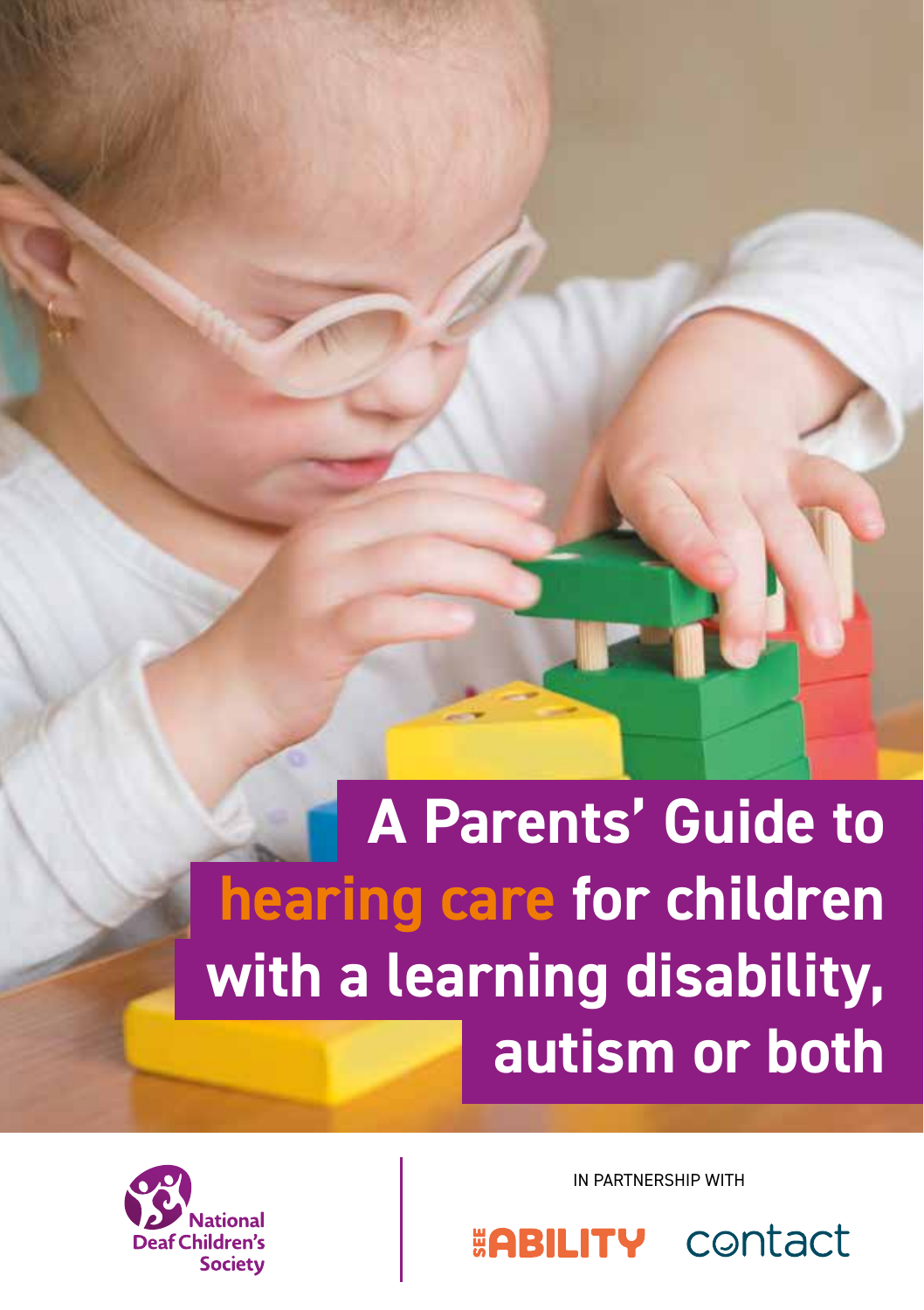# A Parents' Guide to hearing care for children with a learning disability, autism or both

National Deaf Children's Society

IN PARTNERSHIP WITH

SEEABILITY contact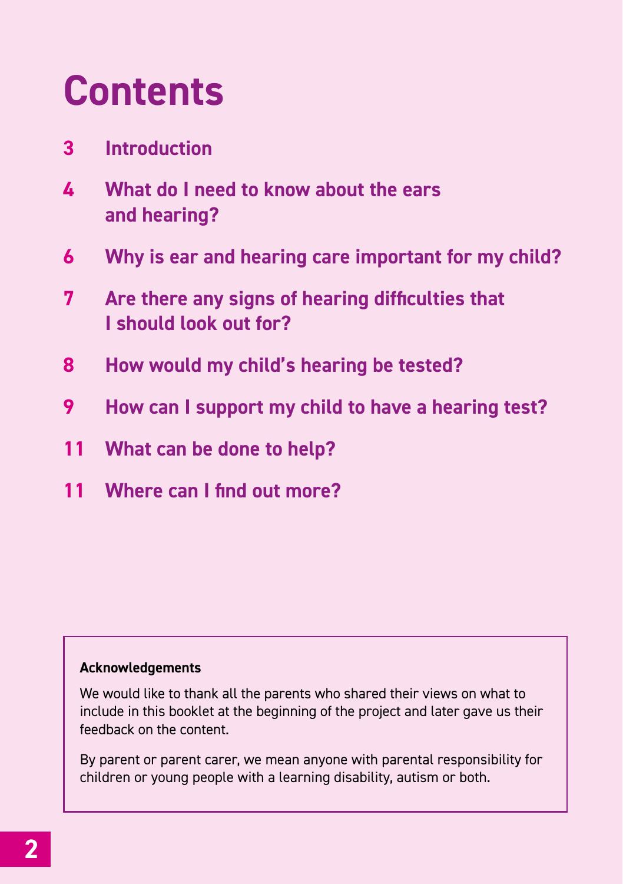# Contents

3 Introduction

4 What do I need to know about the ears and hearing?

6 Why is ear and hearing care important for my child?

7 Are there any signs of hearing difficulties that I should look out for?

8 How would my child's hearing be tested?

9 How can I support my child to have a hearing test?

11 What can be done to help?

11 Where can I find out more?

**Acknowledgements**

We would like to thank all the parents who shared their views on what to include in this booklet at the beginning of the project and later gave us their feedback on the content.

By parent or parent carer, we mean anyone with parental responsibility for children or young people with a learning disability, autism or both.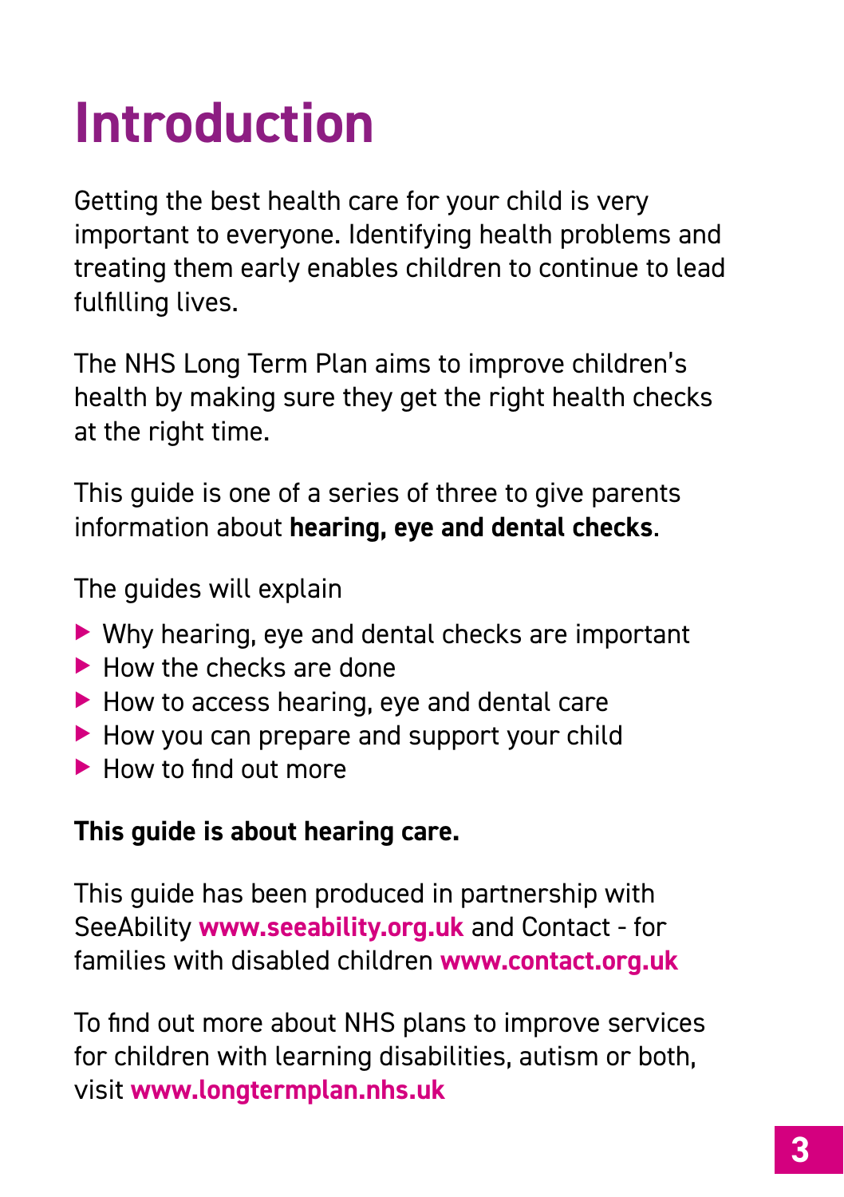# Introduction

Getting the best health care for your child is very important to everyone. Identifying health problems and treating them early enables children to continue to lead fulfilling lives.

The NHS Long Term Plan aims to improve children's health by making sure they get the right health checks at the right time.

This guide is one of a series of three to give parents information about **hearing, eye and dental checks**.

The guides will explain

- Why hearing, eye and dental checks are important
- How the checks are done
- How to access hearing, eye and dental care
- How you can prepare and support your child
- How to find out more

**This guide is about hearing care.**

This guide has been produced in partnership with SeeAbility **www.seeability.org.uk** and Contact - for families with disabled children **www.contact.org.uk**

To find out more about NHS plans to improve services for children with learning disabilities, autism or both, visit **www.longtermplan.nhs.uk**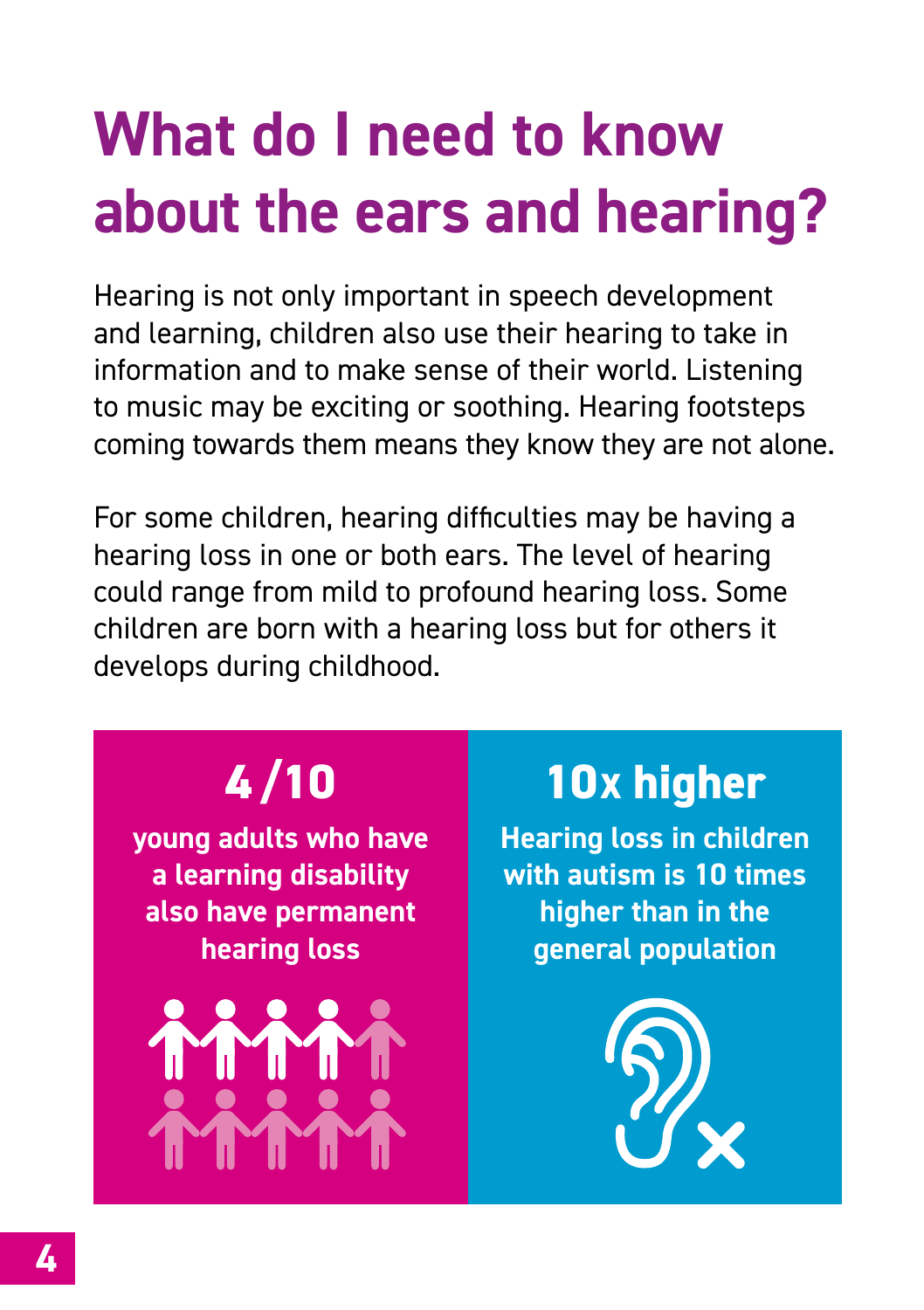# What do I need to know about the ears and hearing?

Hearing is not only important in speech development and learning, children also use their hearing to take in information and to make sense of their world. Listening to music may be exciting or soothing. Hearing footsteps coming towards them means they know they are not alone.

For some children, hearing difficulties may be having a hearing loss in one or both ears. The level of hearing could range from mild to profound hearing loss. Some children are born with a hearing loss but for others it develops during childhood.

**4/10**

**young adults who have a learning disability also have permanent hearing loss**

**10x higher**

**Hearing loss in children with autism is 10 times higher than in the general population**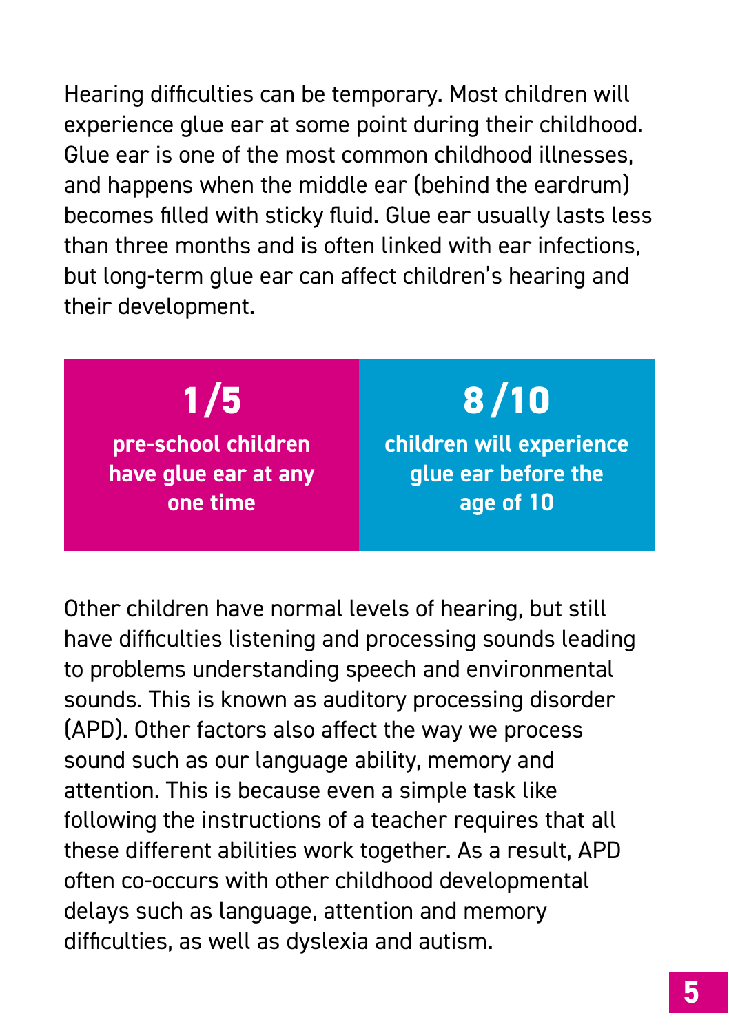Hearing difficulties can be temporary. Most children will experience glue ear at some point during their childhood. Glue ear is one of the most common childhood illnesses, and happens when the middle ear (behind the eardrum) becomes filled with sticky fluid. Glue ear usually lasts less than three months and is often linked with ear infections, but long-term glue ear can affect children's hearing and their development.

**1/5**

**pre-school children have glue ear at any one time**

**8/10**

**children will experience glue ear before the age of 10**

Other children have normal levels of hearing, but still have difficulties listening and processing sounds leading to problems understanding speech and environmental sounds. This is known as auditory processing disorder (APD). Other factors also affect the way we process sound such as our language ability, memory and attention. This is because even a simple task like following the instructions of a teacher requires that all these different abilities work together. As a result, APD often co-occurs with other childhood developmental delays such as language, attention and memory difficulties, as well as dyslexia and autism.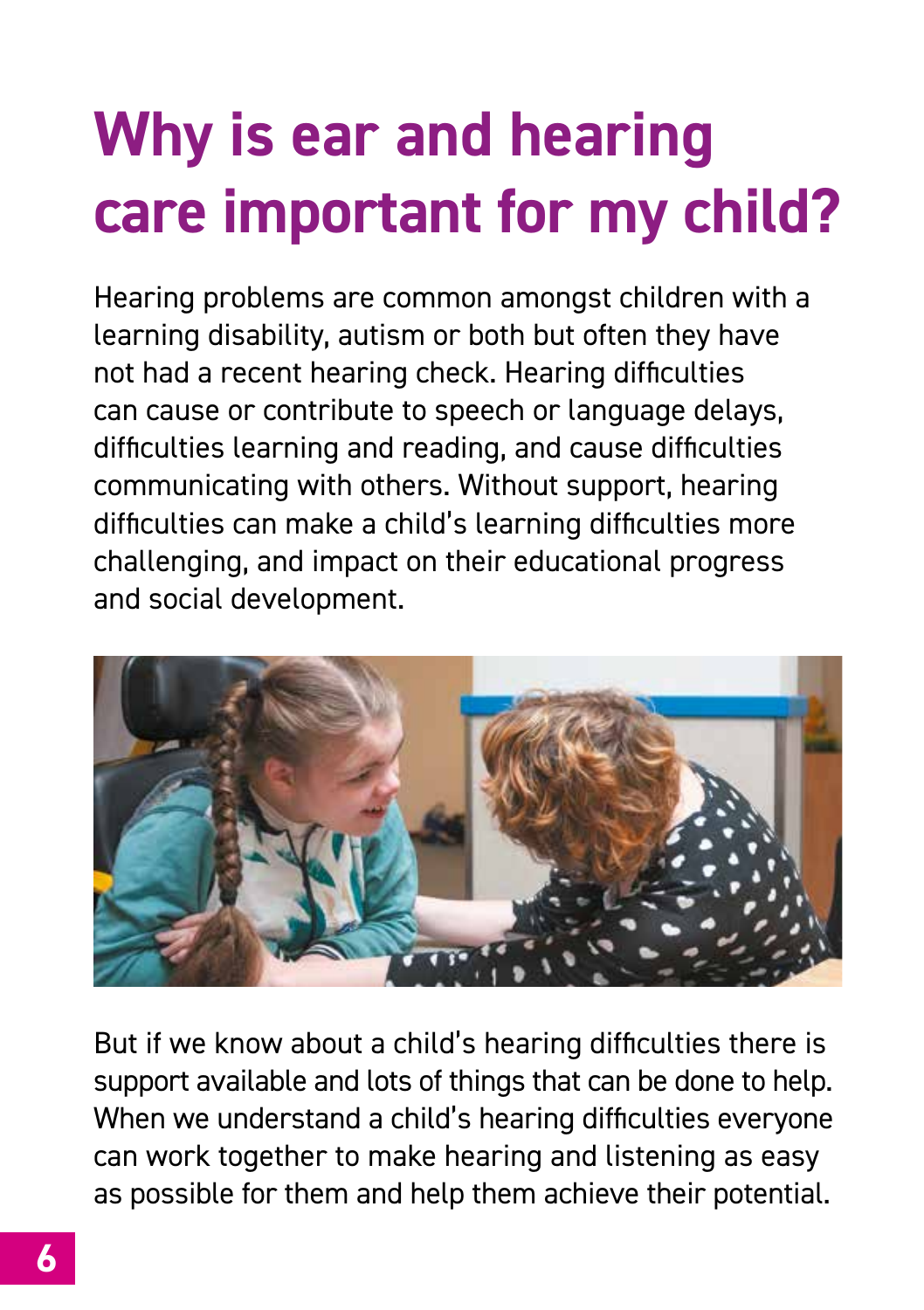# Why is ear and hearing care important for my child?

Hearing problems are common amongst children with a learning disability, autism or both but often they have not had a recent hearing check. Hearing difficulties can cause or contribute to speech or language delays, difficulties learning and reading, and cause difficulties communicating with others. Without support, hearing difficulties can make a child's learning difficulties more challenging, and impact on their educational progress and social development.

But if we know about a child's hearing difficulties there is support available and lots of things that can be done to help. When we understand a child's hearing difficulties everyone can work together to make hearing and listening as easy as possible for them and help them achieve their potential.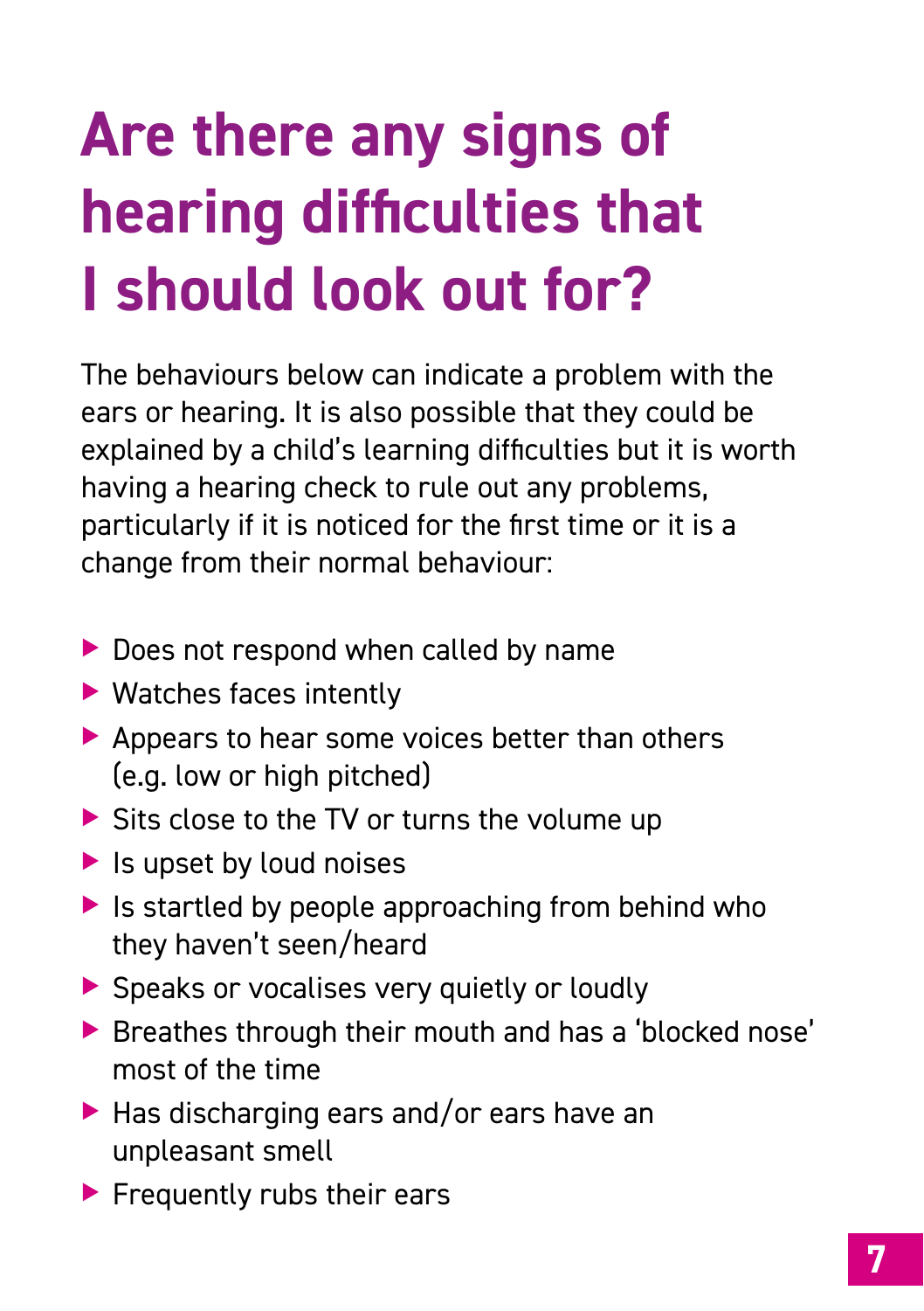# Are there any signs of hearing difficulties that I should look out for?

The behaviours below can indicate a problem with the ears or hearing. It is also possible that they could be explained by a child's learning difficulties but it is worth having a hearing check to rule out any problems, particularly if it is noticed for the first time or it is a change from their normal behaviour:

- Does not respond when called by name
- Watches faces intently
- Appears to hear some voices better than others (e.g. low or high pitched)
- Sits close to the TV or turns the volume up
- Is upset by loud noises
- Is startled by people approaching from behind who they haven't seen/heard
- Speaks or vocalises very quietly or loudly
- Breathes through their mouth and has a 'blocked nose' most of the time
- Has discharging ears and/or ears have an unpleasant smell
- Frequently rubs their ears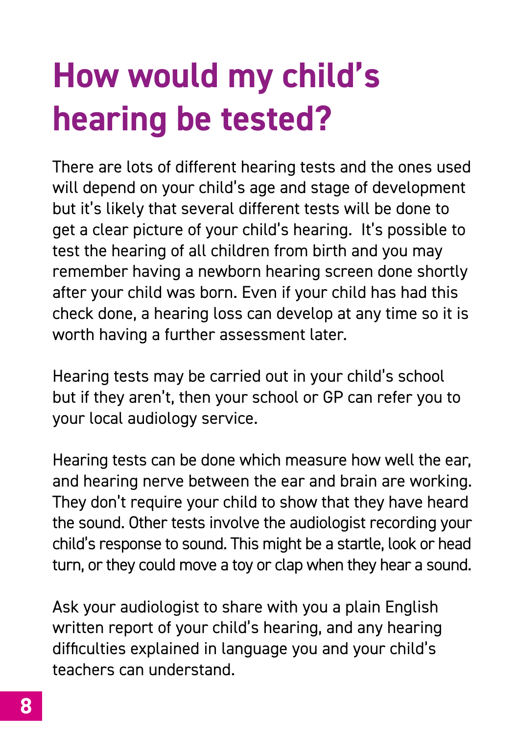# How would my child's hearing be tested?

There are lots of different hearing tests and the ones used will depend on your child's age and stage of development but it's likely that several different tests will be done to get a clear picture of your child's hearing. It's possible to test the hearing of all children from birth and you may remember having a newborn hearing screen done shortly after your child was born. Even if your child has had this check done, a hearing loss can develop at any time so it is worth having a further assessment later.

Hearing tests may be carried out in your child's school but if they aren't, then your school or GP can refer you to your local audiology service.

Hearing tests can be done which measure how well the ear, and hearing nerve between the ear and brain are working. They don't require your child to show that they have heard the sound. Other tests involve the audiologist recording your child's response to sound. This might be a startle, look or head turn, or they could move a toy or clap when they hear a sound.

Ask your audiologist to share with you a plain English written report of your child's hearing, and any hearing difficulties explained in language you and your child's teachers can understand.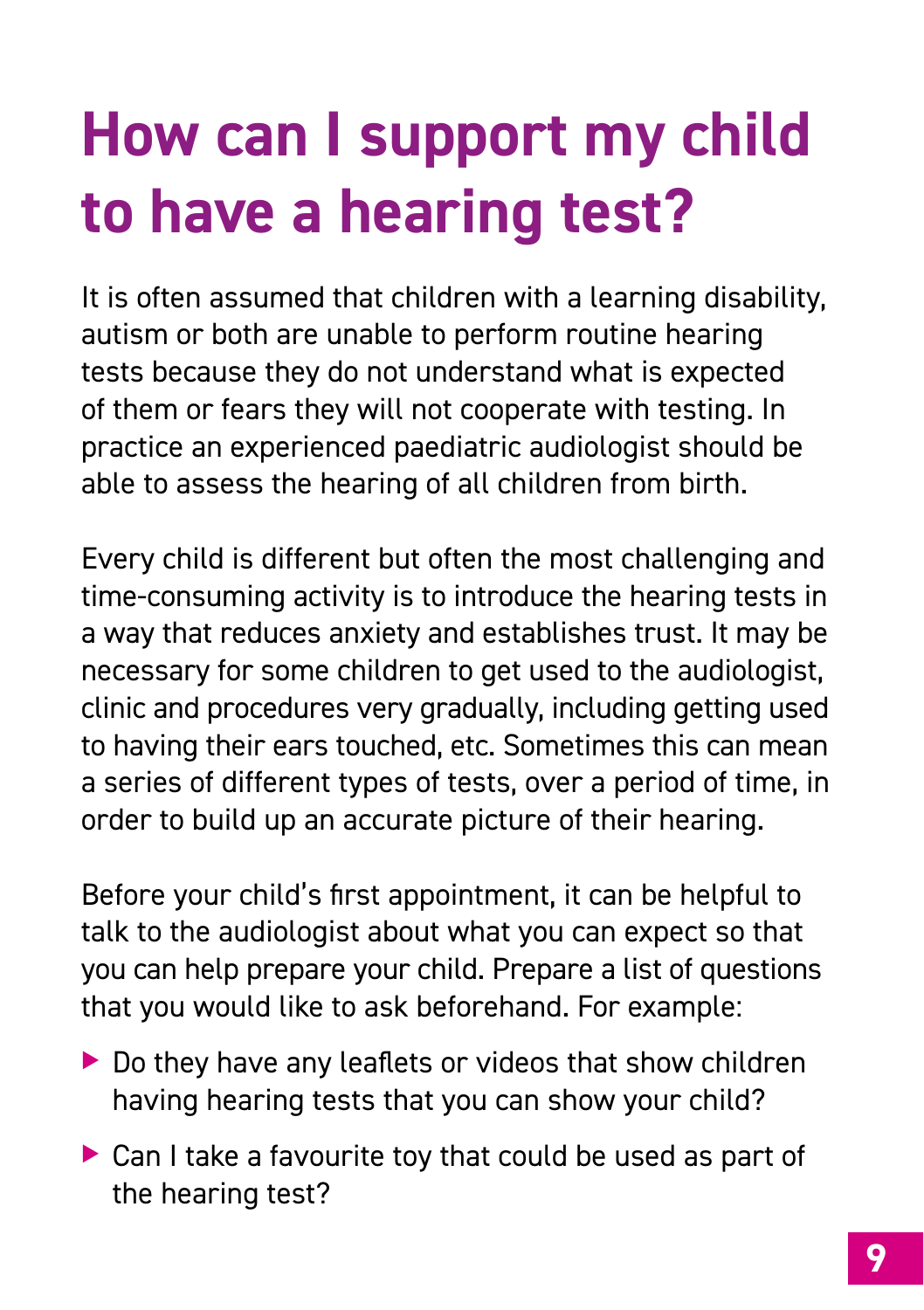# How can I support my child to have a hearing test?

It is often assumed that children with a learning disability, autism or both are unable to perform routine hearing tests because they do not understand what is expected of them or fears they will not cooperate with testing. In practice an experienced paediatric audiologist should be able to assess the hearing of all children from birth.

Every child is different but often the most challenging and time-consuming activity is to introduce the hearing tests in a way that reduces anxiety and establishes trust. It may be necessary for some children to get used to the audiologist, clinic and procedures very gradually, including getting used to having their ears touched, etc. Sometimes this can mean a series of different types of tests, over a period of time, in order to build up an accurate picture of their hearing.

Before your child's first appointment, it can be helpful to talk to the audiologist about what you can expect so that you can help prepare your child. Prepare a list of questions that you would like to ask beforehand. For example:

- Do they have any leaflets or videos that show children having hearing tests that you can show your child?
- Can I take a favourite toy that could be used as part of the hearing test?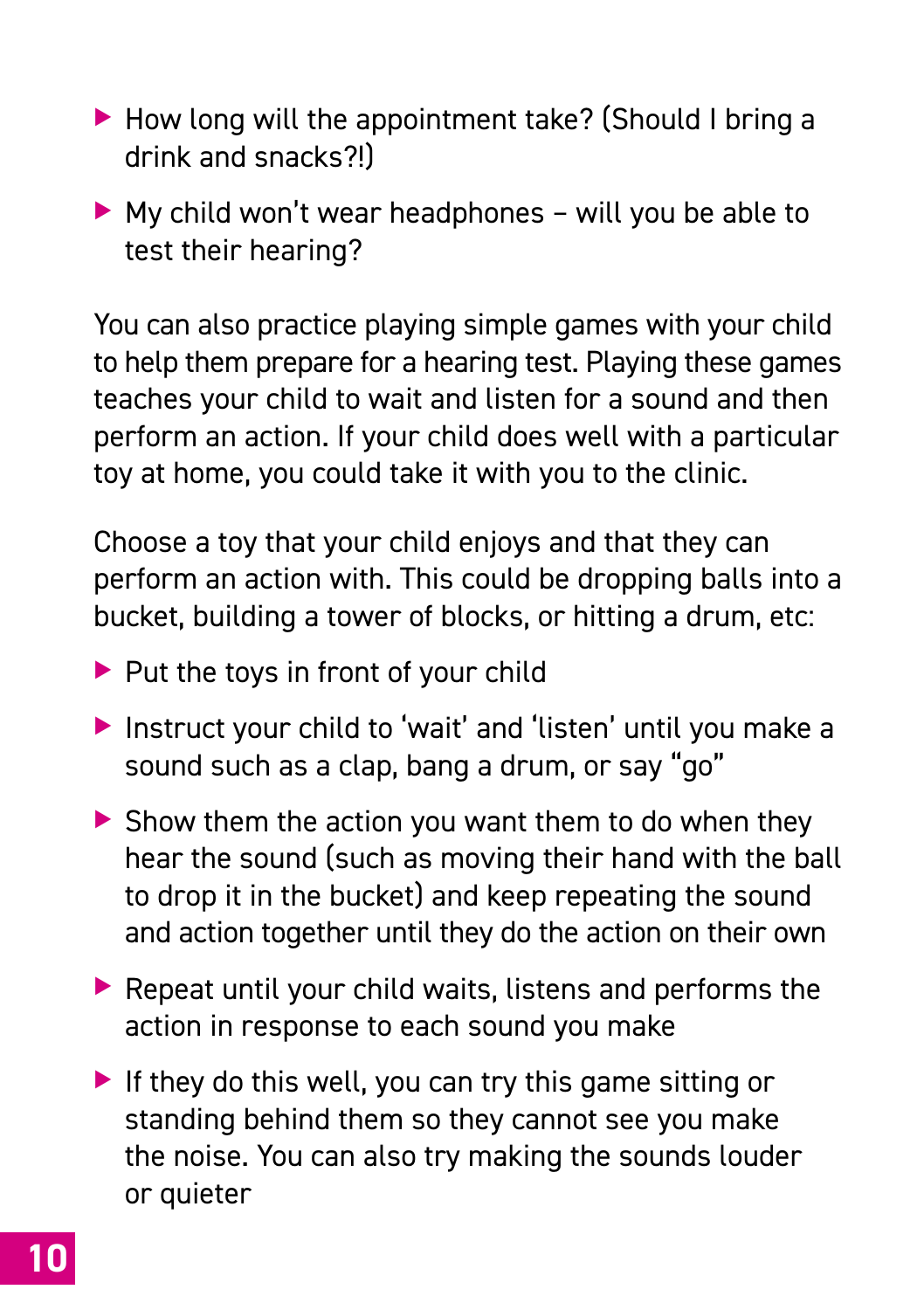- How long will the appointment take? (Should I bring a drink and snacks?!)
- My child won't wear headphones – will you be able to test their hearing?

You can also practice playing simple games with your child to help them prepare for a hearing test. Playing these games teaches your child to wait and listen for a sound and then perform an action. If your child does well with a particular toy at home, you could take it with you to the clinic.

Choose a toy that your child enjoys and that they can perform an action with. This could be dropping balls into a bucket, building a tower of blocks, or hitting a drum, etc:

- Put the toys in front of your child
- Instruct your child to 'wait' and 'listen' until you make a sound such as a clap, bang a drum, or say "go"
- Show them the action you want them to do when they hear the sound (such as moving their hand with the ball to drop it in the bucket) and keep repeating the sound and action together until they do the action on their own
- Repeat until your child waits, listens and performs the action in response to each sound you make
- If they do this well, you can try this game sitting or standing behind them so they cannot see you make the noise. You can also try making the sounds louder or quieter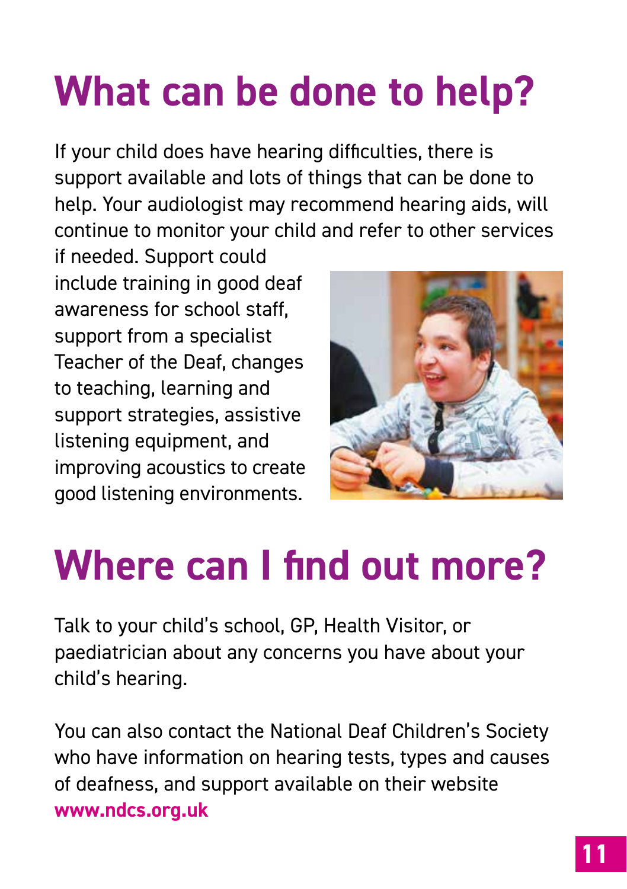# What can be done to help?

If your child does have hearing difficulties, there is support available and lots of things that can be done to help. Your audiologist may recommend hearing aids, will continue to monitor your child and refer to other services if needed. Support could include training in good deaf awareness for school staff, support from a specialist Teacher of the Deaf, changes to teaching, learning and support strategies, assistive listening equipment, and improving acoustics to create good listening environments.

# Where can I find out more?

Talk to your child's school, GP, Health Visitor, or paediatrician about any concerns you have about your child's hearing.

You can also contact the National Deaf Children's Society who have information on hearing tests, types and causes of deafness, and support available on their website **www.ndcs.org.uk**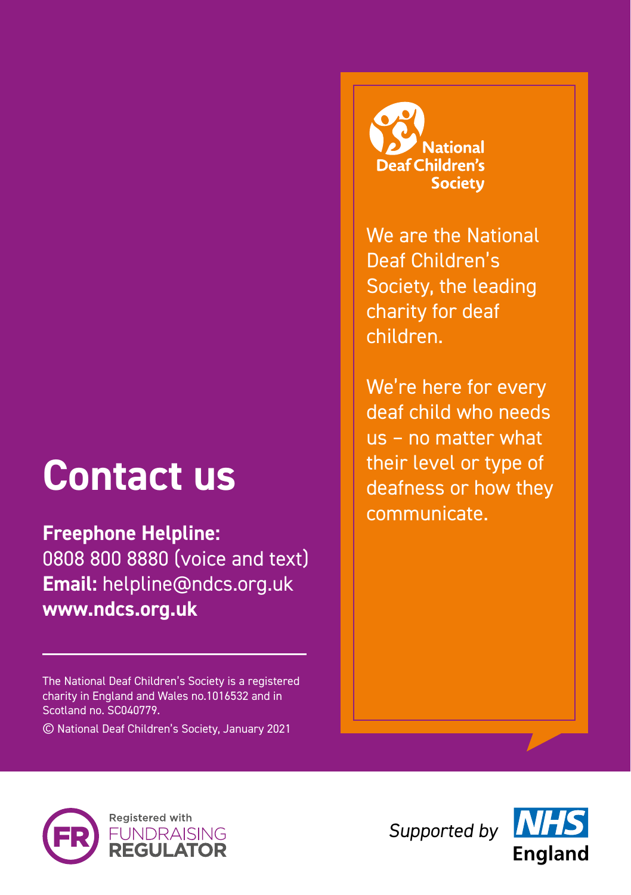National Deaf Children's Society

We are the National Deaf Children's Society, the leading charity for deaf children.

We're here for every deaf child who needs us – no matter what their level or type of deafness or how they communicate.

# Contact us

**Freephone Helpline:**
0808 800 8880 (voice and text)
**Email:** helpline@ndcs.org.uk
**www.ndcs.org.uk**

The National Deaf Children's Society is a registered charity in England and Wales no.1016532 and in Scotland no. SC040779.

© National Deaf Children's Society, January 2021

Registered with FUNDRAISING REGULATOR

*Supported by* NHS England